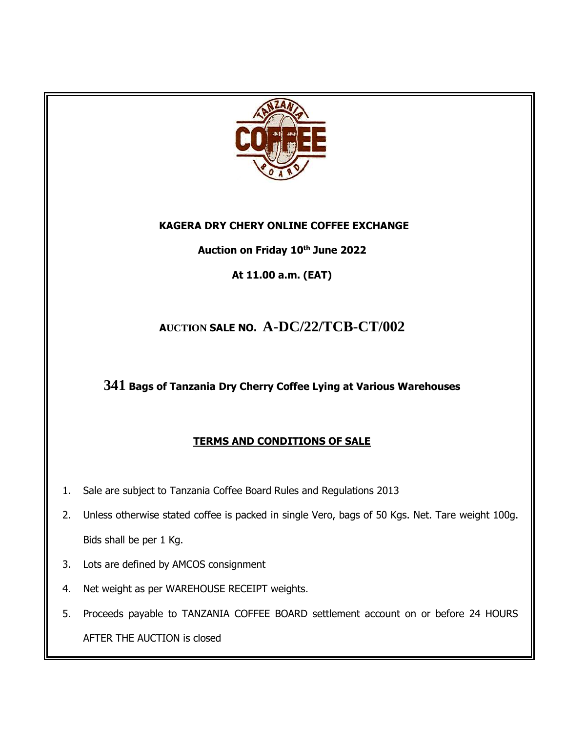**KAGERA DRY CHERY ONLINE COFFEE EXCHANGE**

**Auction on Friday 10th June 2022**

**At 11.00 a.m. (EAT)**

## AUCTION SALE NO. A-DC/22/TCB-CT/002

### 341 Bags of Tanzania Dry Cherry Coffee Lying at Various Warehouses

**TERMS AND CONDITIONS OF SALE**

1. Sale are subject to Tanzania Coffee Board Rules and Regulations 2013
2. Unless otherwise stated coffee is packed in single Vero, bags of 50 Kgs. Net. Tare weight 100g. Bids shall be per 1 Kg.
3. Lots are defined by AMCOS consignment
4. Net weight as per WAREHOUSE RECEIPT weights.
5. Proceeds payable to TANZANIA COFFEE BOARD settlement account on or before 24 HOURS AFTER THE AUCTION is closed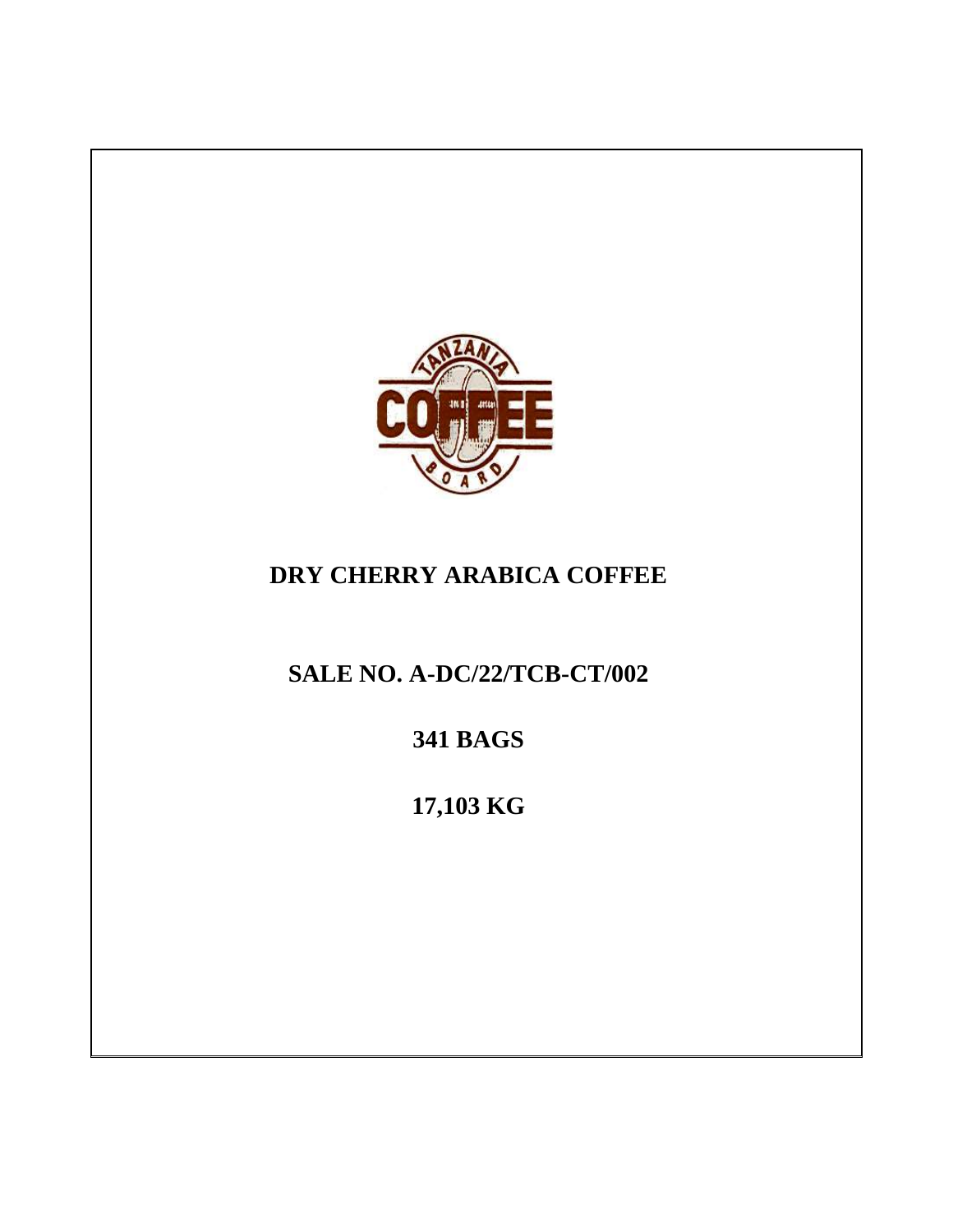# DRY CHERRY ARABICA COFFEE

## SALE NO. A-DC/22/TCB-CT/002

## 341 BAGS

## 17,103 KG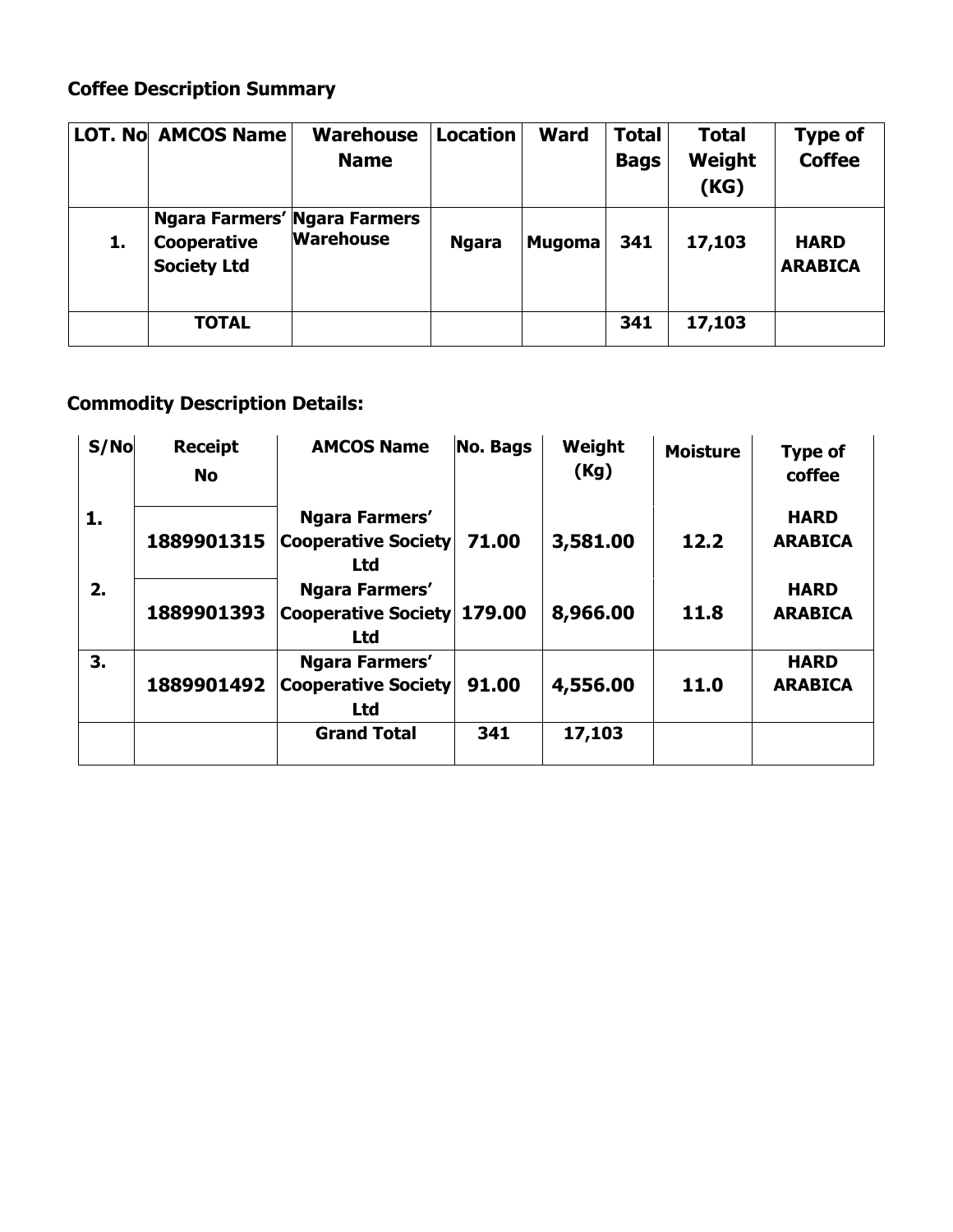**Coffee Description Summary**

| LOT. No | AMCOS Name | Warehouse Name | Location | Ward | Total Bags | Total Weight (KG) | Type of Coffee |
|---|---|---|---|---|---|---|---|
| 1. | Ngara Farmers' Cooperative Society Ltd | Ngara Farmers Warehouse | Ngara | Mugoma | 341 | 17,103 | HARD ARABICA |
| | TOTAL | | | | 341 | 17,103 | |

**Commodity Description Details:**

| S/No | Receipt No | AMCOS Name | No. Bags | Weight (Kg) | Moisture | Type of coffee |
|---|---|---|---|---|---|---|
| 1. | 1889901315 | Ngara Farmers' Cooperative Society Ltd | 71.00 | 3,581.00 | 12.2 | HARD ARABICA |
| 2. | 1889901393 | Ngara Farmers' Cooperative Society Ltd | 179.00 | 8,966.00 | 11.8 | HARD ARABICA |
| 3. | 1889901492 | Ngara Farmers' Cooperative Society Ltd | 91.00 | 4,556.00 | 11.0 | HARD ARABICA |
| | | Grand Total | 341 | 17,103 | | |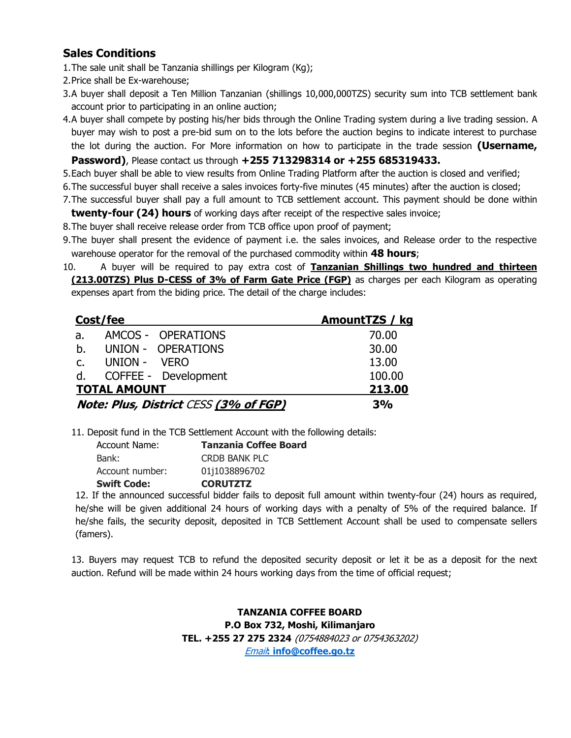## Sales Conditions

1. The sale unit shall be Tanzania shillings per Kilogram (Kg);
2. Price shall be Ex-warehouse;
3. A buyer shall deposit a Ten Million Tanzanian (shillings 10,000,000TZS) security sum into TCB settlement bank account prior to participating in an online auction;
4. A buyer shall compete by posting his/her bids through the Online Trading system during a live trading session. A buyer may wish to post a pre-bid sum on to the lots before the auction begins to indicate interest to purchase the lot during the auction. For More information on how to participate in the trade session **(Username, Password)**, Please contact us through **+255 713298314 or +255 685319433.**
5. Each buyer shall be able to view results from Online Trading Platform after the auction is closed and verified;
6. The successful buyer shall receive a sales invoices forty-five minutes (45 minutes) after the auction is closed;
7. The successful buyer shall pay a full amount to TCB settlement account. This payment should be done within **twenty-four (24) hours** of working days after receipt of the respective sales invoice;
8. The buyer shall receive release order from TCB office upon proof of payment;
9. The buyer shall present the evidence of payment i.e. the sales invoices, and Release order to the respective warehouse operator for the removal of the purchased commodity within **48 hours**;
10. A buyer will be required to pay extra cost of **Tanzanian Shillings two hundred and thirteen (213.00TZS) Plus D-CESS of 3% of Farm Gate Price (FGP)** as charges per each Kilogram as operating expenses apart from the biding price. The detail of the charge includes:

| Cost/fee | AmountTZS / kg |
|---|---|
| a. AMCOS - OPERATIONS | 70.00 |
| b. UNION - OPERATIONS | 30.00 |
| c. UNION - VERO | 13.00 |
| d. COFFEE - Development | 100.00 |
| **TOTAL AMOUNT** | **213.00** |
| ***Note: Plus, District** CESS **(3% of FGP)*** | **3%** |

11. Deposit fund in the TCB Settlement Account with the following details:

| | |
|---|---|
| Account Name: | **Tanzania Coffee Board** |
| Bank: | CRDB BANK PLC |
| Account number: | 01j1038896702 |
| **Swift Code:** | **CORUTZTZ** |

12. If the announced successful bidder fails to deposit full amount within twenty-four (24) hours as required, he/she will be given additional 24 hours of working days with a penalty of 5% of the required balance. If he/she fails, the security deposit, deposited in TCB Settlement Account shall be used to compensate sellers (famers).

13. Buyers may request TCB to refund the deposited security deposit or let it be as a deposit for the next auction. Refund will be made within 24 hours working days from the time of official request;

**TANZANIA COFFEE BOARD**
**P.O Box 732, Moshi, Kilimanjaro**
**TEL. +255 27 275 2324** *(0754884023 or 0754363202)*
*Email*: **info@coffee.go.tz**